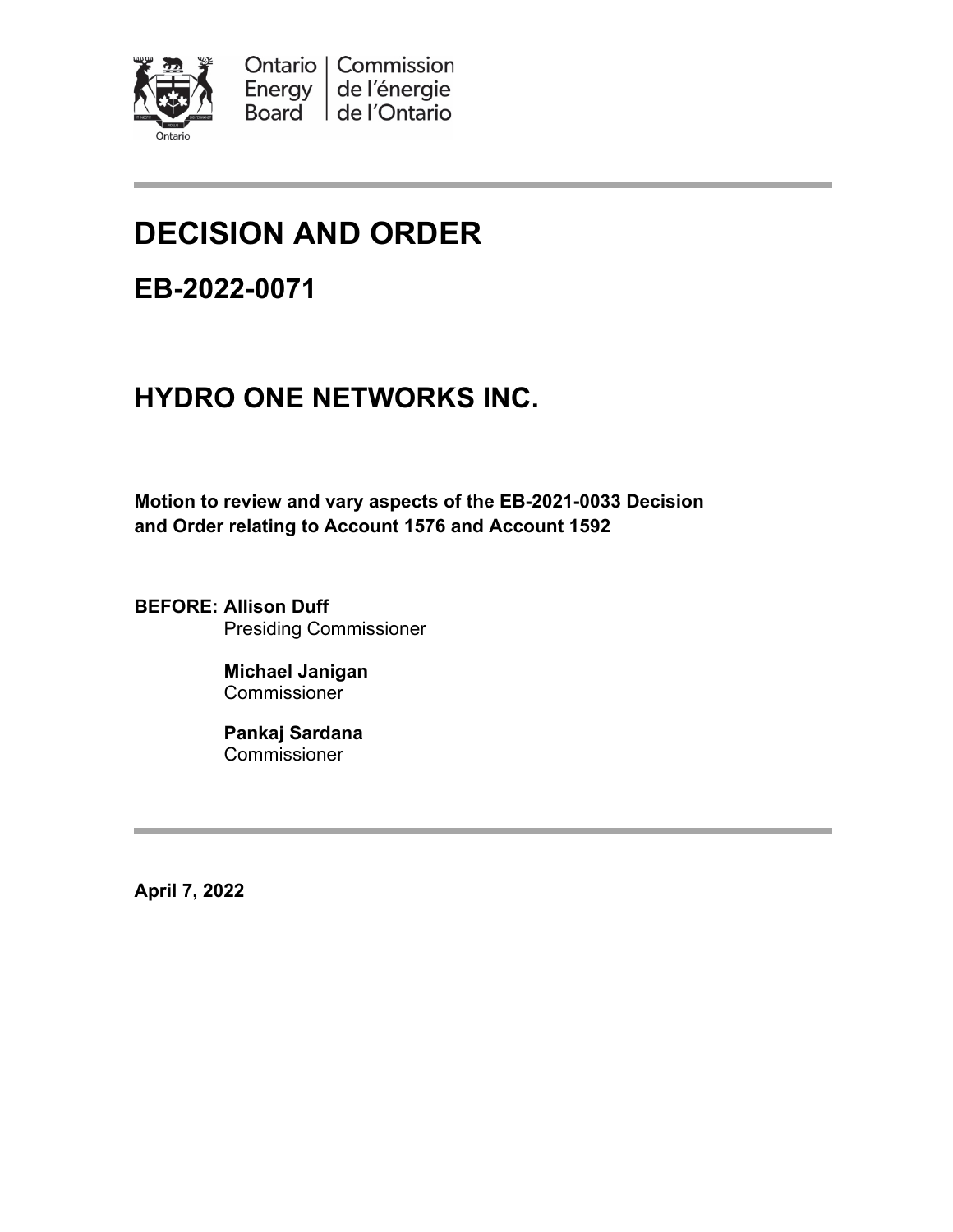Ontario Energy Board | Commission de l'énergie de l'Ontario

# DECISION AND ORDER

## EB-2022-0071

## HYDRO ONE NETWORKS INC.

**Motion to review and vary aspects of the EB-2021-0033 Decision and Order relating to Account 1576 and Account 1592**

**BEFORE: Allison Duff**
Presiding Commissioner

**Michael Janigan**
Commissioner

**Pankaj Sardana**
Commissioner

**April 7, 2022**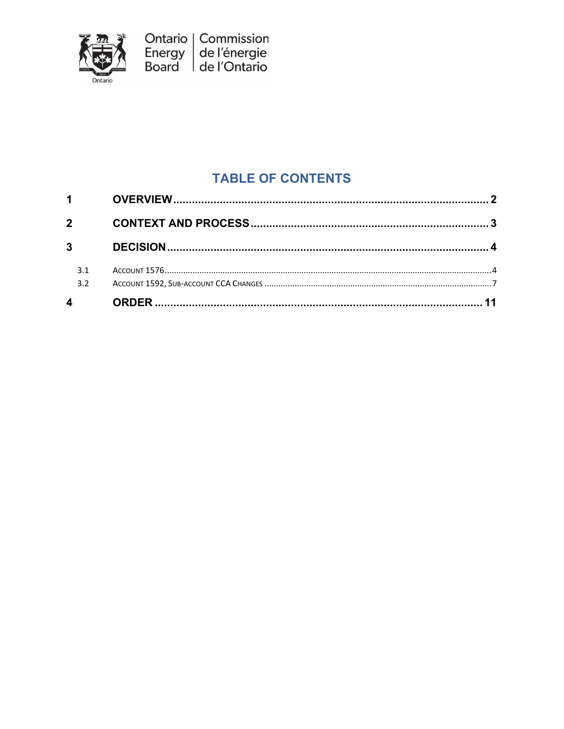Ontario Energy Board | Commission de l'énergie de l'Ontario

# TABLE OF CONTENTS

1 OVERVIEW ..... 2

2 CONTEXT AND PROCESS ..... 3

3 DECISION ..... 4

- 3.1 ACCOUNT 1576 ..... 4
- 3.2 ACCOUNT 1592, SUB-ACCOUNT CCA CHANGES ..... 7

4 ORDER ..... 11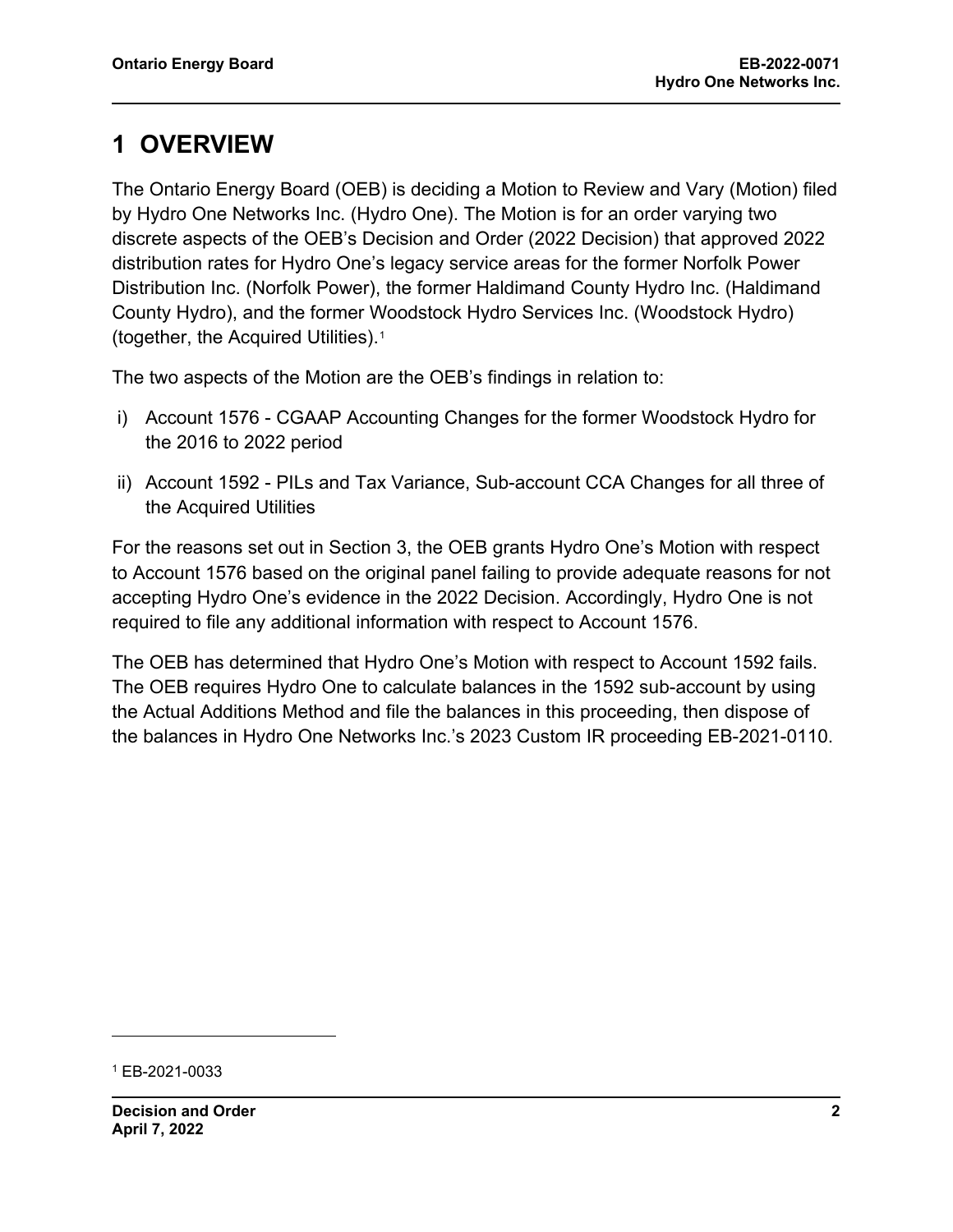# 1 OVERVIEW

The Ontario Energy Board (OEB) is deciding a Motion to Review and Vary (Motion) filed by Hydro One Networks Inc. (Hydro One). The Motion is for an order varying two discrete aspects of the OEB's Decision and Order (2022 Decision) that approved 2022 distribution rates for Hydro One's legacy service areas for the former Norfolk Power Distribution Inc. (Norfolk Power), the former Haldimand County Hydro Inc. (Haldimand County Hydro), and the former Woodstock Hydro Services Inc. (Woodstock Hydro) (together, the Acquired Utilities).[1]

The two aspects of the Motion are the OEB's findings in relation to:

i) Account 1576 - CGAAP Accounting Changes for the former Woodstock Hydro for the 2016 to 2022 period

ii) Account 1592 - PILs and Tax Variance, Sub-account CCA Changes for all three of the Acquired Utilities

For the reasons set out in Section 3, the OEB grants Hydro One's Motion with respect to Account 1576 based on the original panel failing to provide adequate reasons for not accepting Hydro One's evidence in the 2022 Decision. Accordingly, Hydro One is not required to file any additional information with respect to Account 1576.

The OEB has determined that Hydro One's Motion with respect to Account 1592 fails. The OEB requires Hydro One to calculate balances in the 1592 sub-account by using the Actual Additions Method and file the balances in this proceeding, then dispose of the balances in Hydro One Networks Inc.'s 2023 Custom IR proceeding EB-2021-0110.

[1] EB-2021-0033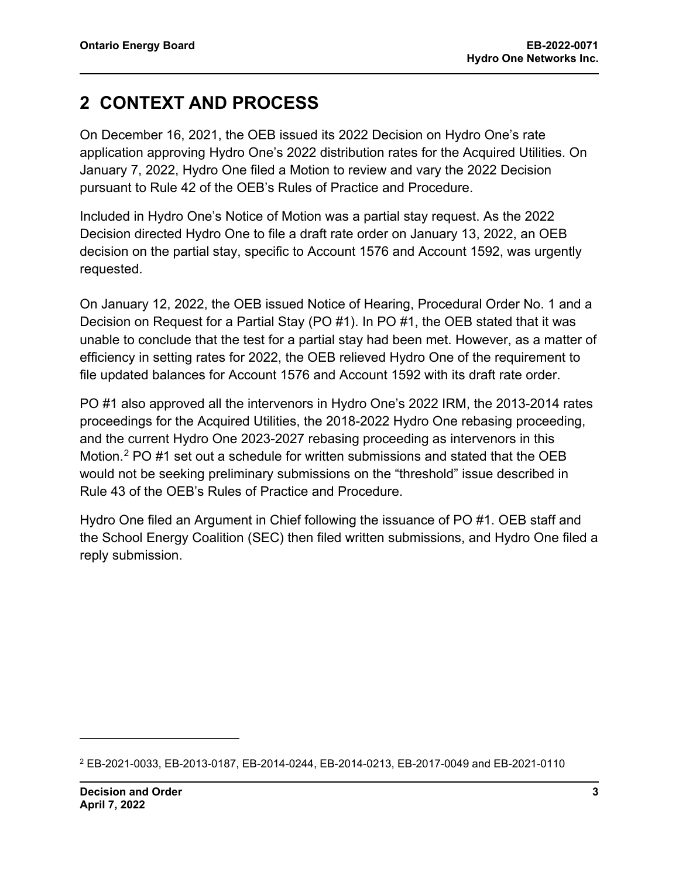## 2 CONTEXT AND PROCESS

On December 16, 2021, the OEB issued its 2022 Decision on Hydro One's rate application approving Hydro One's 2022 distribution rates for the Acquired Utilities. On January 7, 2022, Hydro One filed a Motion to review and vary the 2022 Decision pursuant to Rule 42 of the OEB's Rules of Practice and Procedure.

Included in Hydro One's Notice of Motion was a partial stay request. As the 2022 Decision directed Hydro One to file a draft rate order on January 13, 2022, an OEB decision on the partial stay, specific to Account 1576 and Account 1592, was urgently requested.

On January 12, 2022, the OEB issued Notice of Hearing, Procedural Order No. 1 and a Decision on Request for a Partial Stay (PO #1). In PO #1, the OEB stated that it was unable to conclude that the test for a partial stay had been met. However, as a matter of efficiency in setting rates for 2022, the OEB relieved Hydro One of the requirement to file updated balances for Account 1576 and Account 1592 with its draft rate order.

PO #1 also approved all the intervenors in Hydro One's 2022 IRM, the 2013-2014 rates proceedings for the Acquired Utilities, the 2018-2022 Hydro One rebasing proceeding, and the current Hydro One 2023-2027 rebasing proceeding as intervenors in this Motion.[2] PO #1 set out a schedule for written submissions and stated that the OEB would not be seeking preliminary submissions on the "threshold" issue described in Rule 43 of the OEB's Rules of Practice and Procedure.

Hydro One filed an Argument in Chief following the issuance of PO #1. OEB staff and the School Energy Coalition (SEC) then filed written submissions, and Hydro One filed a reply submission.

[2] EB-2021-0033, EB-2013-0187, EB-2014-0244, EB-2014-0213, EB-2017-0049 and EB-2021-0110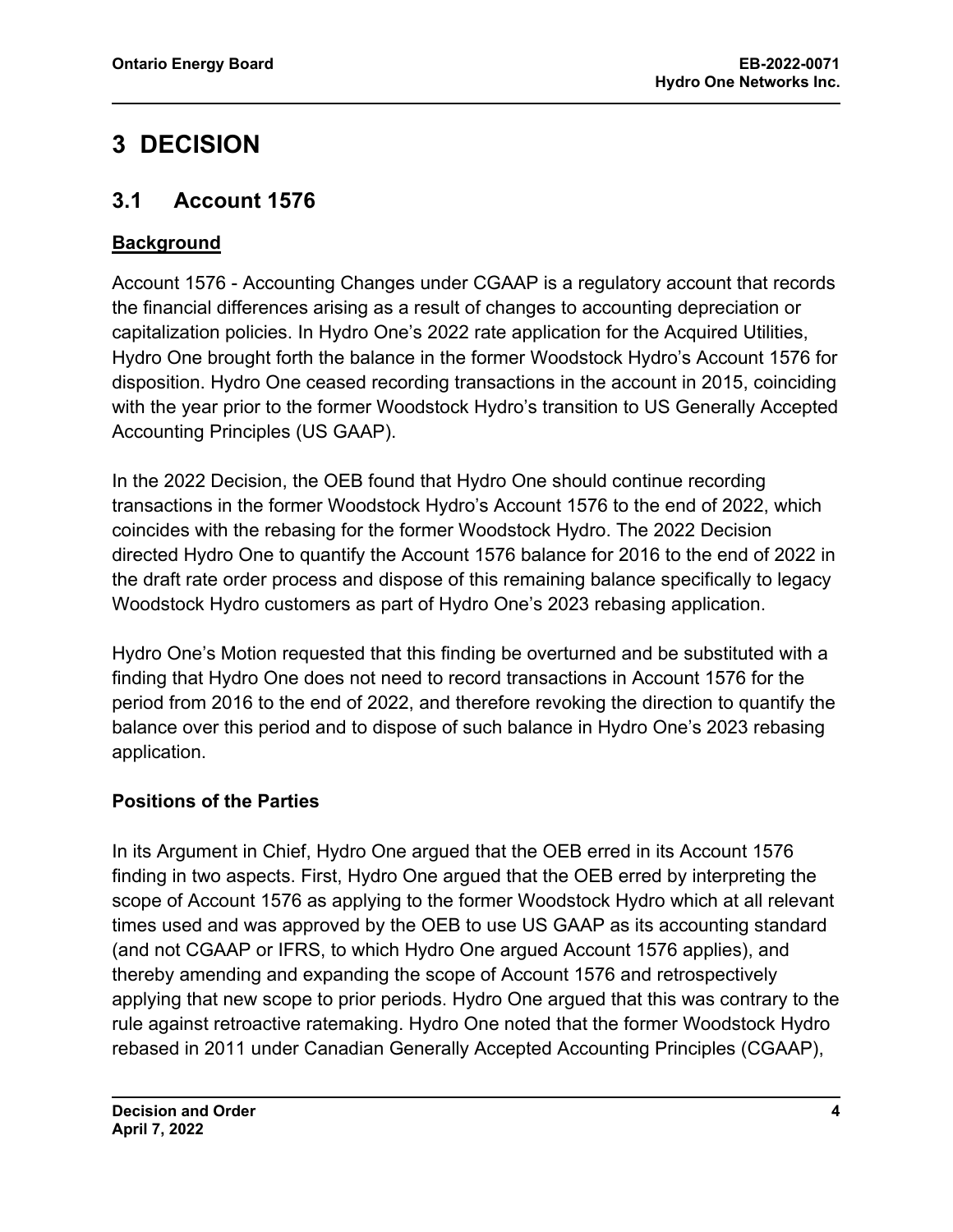# 3 DECISION

## 3.1 Account 1576

**Background**

Account 1576 - Accounting Changes under CGAAP is a regulatory account that records the financial differences arising as a result of changes to accounting depreciation or capitalization policies. In Hydro One's 2022 rate application for the Acquired Utilities, Hydro One brought forth the balance in the former Woodstock Hydro's Account 1576 for disposition. Hydro One ceased recording transactions in the account in 2015, coinciding with the year prior to the former Woodstock Hydro's transition to US Generally Accepted Accounting Principles (US GAAP).

In the 2022 Decision, the OEB found that Hydro One should continue recording transactions in the former Woodstock Hydro's Account 1576 to the end of 2022, which coincides with the rebasing for the former Woodstock Hydro. The 2022 Decision directed Hydro One to quantify the Account 1576 balance for 2016 to the end of 2022 in the draft rate order process and dispose of this remaining balance specifically to legacy Woodstock Hydro customers as part of Hydro One's 2023 rebasing application.

Hydro One's Motion requested that this finding be overturned and be substituted with a finding that Hydro One does not need to record transactions in Account 1576 for the period from 2016 to the end of 2022, and therefore revoking the direction to quantify the balance over this period and to dispose of such balance in Hydro One's 2023 rebasing application.

**Positions of the Parties**

In its Argument in Chief, Hydro One argued that the OEB erred in its Account 1576 finding in two aspects. First, Hydro One argued that the OEB erred by interpreting the scope of Account 1576 as applying to the former Woodstock Hydro which at all relevant times used and was approved by the OEB to use US GAAP as its accounting standard (and not CGAAP or IFRS, to which Hydro One argued Account 1576 applies), and thereby amending and expanding the scope of Account 1576 and retrospectively applying that new scope to prior periods. Hydro One argued that this was contrary to the rule against retroactive ratemaking. Hydro One noted that the former Woodstock Hydro rebased in 2011 under Canadian Generally Accepted Accounting Principles (CGAAP),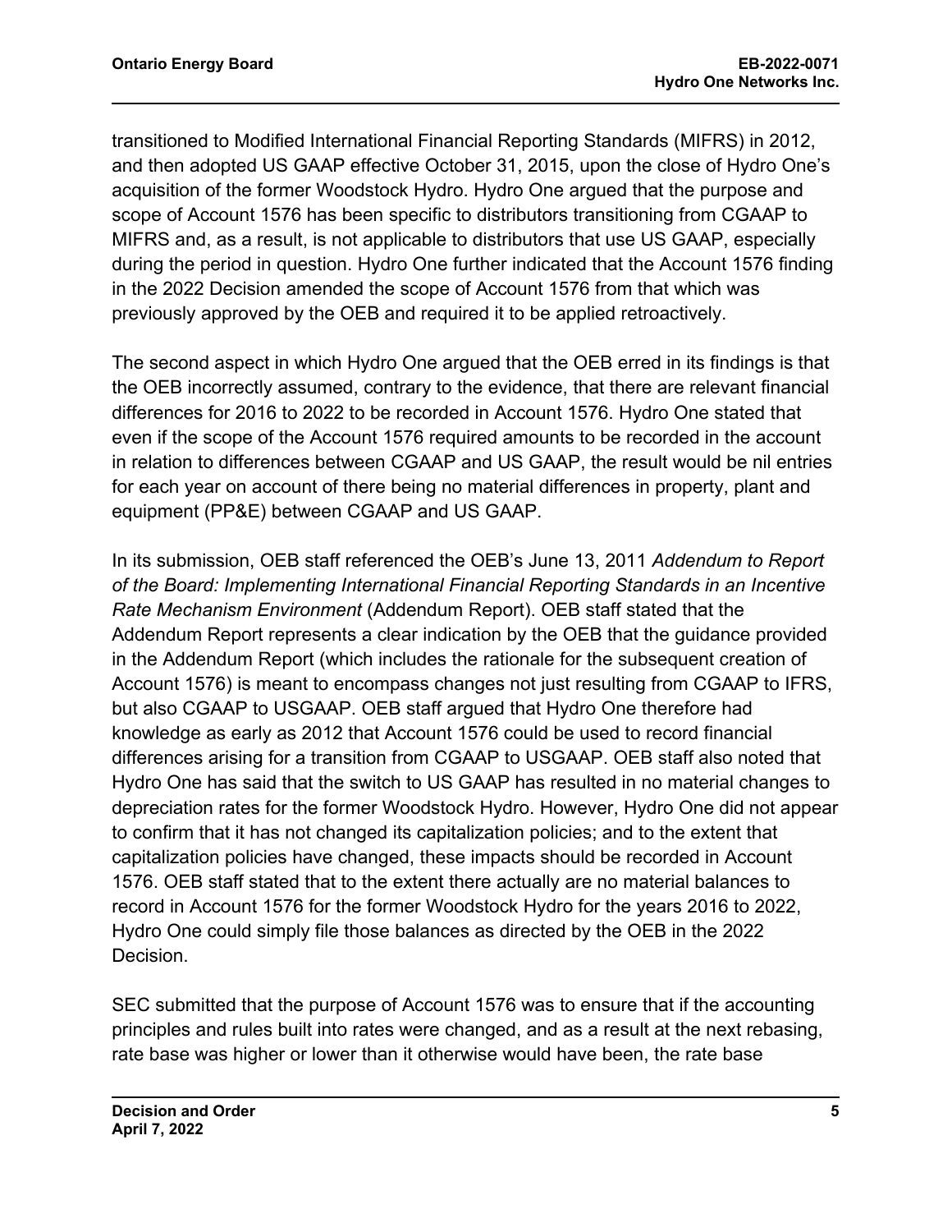transitioned to Modified International Financial Reporting Standards (MIFRS) in 2012, and then adopted US GAAP effective October 31, 2015, upon the close of Hydro One's acquisition of the former Woodstock Hydro. Hydro One argued that the purpose and scope of Account 1576 has been specific to distributors transitioning from CGAAP to MIFRS and, as a result, is not applicable to distributors that use US GAAP, especially during the period in question. Hydro One further indicated that the Account 1576 finding in the 2022 Decision amended the scope of Account 1576 from that which was previously approved by the OEB and required it to be applied retroactively.

The second aspect in which Hydro One argued that the OEB erred in its findings is that the OEB incorrectly assumed, contrary to the evidence, that there are relevant financial differences for 2016 to 2022 to be recorded in Account 1576. Hydro One stated that even if the scope of the Account 1576 required amounts to be recorded in the account in relation to differences between CGAAP and US GAAP, the result would be nil entries for each year on account of there being no material differences in property, plant and equipment (PP&E) between CGAAP and US GAAP.

In its submission, OEB staff referenced the OEB's June 13, 2011 *Addendum to Report of the Board: Implementing International Financial Reporting Standards in an Incentive Rate Mechanism Environment* (Addendum Report). OEB staff stated that the Addendum Report represents a clear indication by the OEB that the guidance provided in the Addendum Report (which includes the rationale for the subsequent creation of Account 1576) is meant to encompass changes not just resulting from CGAAP to IFRS, but also CGAAP to USGAAP. OEB staff argued that Hydro One therefore had knowledge as early as 2012 that Account 1576 could be used to record financial differences arising for a transition from CGAAP to USGAAP. OEB staff also noted that Hydro One has said that the switch to US GAAP has resulted in no material changes to depreciation rates for the former Woodstock Hydro. However, Hydro One did not appear to confirm that it has not changed its capitalization policies; and to the extent that capitalization policies have changed, these impacts should be recorded in Account 1576. OEB staff stated that to the extent there actually are no material balances to record in Account 1576 for the former Woodstock Hydro for the years 2016 to 2022, Hydro One could simply file those balances as directed by the OEB in the 2022 Decision.

SEC submitted that the purpose of Account 1576 was to ensure that if the accounting principles and rules built into rates were changed, and as a result at the next rebasing, rate base was higher or lower than it otherwise would have been, the rate base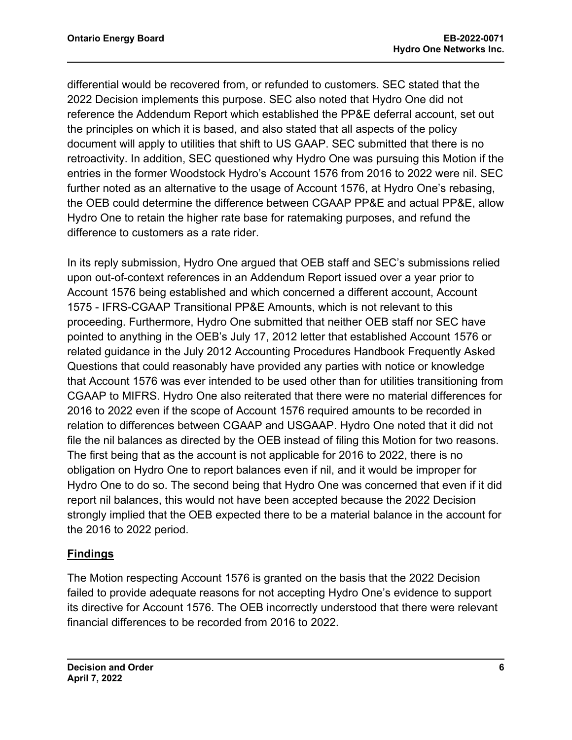differential would be recovered from, or refunded to customers. SEC stated that the 2022 Decision implements this purpose. SEC also noted that Hydro One did not reference the Addendum Report which established the PP&E deferral account, set out the principles on which it is based, and also stated that all aspects of the policy document will apply to utilities that shift to US GAAP. SEC submitted that there is no retroactivity. In addition, SEC questioned why Hydro One was pursuing this Motion if the entries in the former Woodstock Hydro's Account 1576 from 2016 to 2022 were nil. SEC further noted as an alternative to the usage of Account 1576, at Hydro One's rebasing, the OEB could determine the difference between CGAAP PP&E and actual PP&E, allow Hydro One to retain the higher rate base for ratemaking purposes, and refund the difference to customers as a rate rider.

In its reply submission, Hydro One argued that OEB staff and SEC's submissions relied upon out-of-context references in an Addendum Report issued over a year prior to Account 1576 being established and which concerned a different account, Account 1575 - IFRS-CGAAP Transitional PP&E Amounts, which is not relevant to this proceeding. Furthermore, Hydro One submitted that neither OEB staff nor SEC have pointed to anything in the OEB's July 17, 2012 letter that established Account 1576 or related guidance in the July 2012 Accounting Procedures Handbook Frequently Asked Questions that could reasonably have provided any parties with notice or knowledge that Account 1576 was ever intended to be used other than for utilities transitioning from CGAAP to MIFRS. Hydro One also reiterated that there were no material differences for 2016 to 2022 even if the scope of Account 1576 required amounts to be recorded in relation to differences between CGAAP and USGAAP. Hydro One noted that it did not file the nil balances as directed by the OEB instead of filing this Motion for two reasons. The first being that as the account is not applicable for 2016 to 2022, there is no obligation on Hydro One to report balances even if nil, and it would be improper for Hydro One to do so. The second being that Hydro One was concerned that even if it did report nil balances, this would not have been accepted because the 2022 Decision strongly implied that the OEB expected there to be a material balance in the account for the 2016 to 2022 period.

## Findings

The Motion respecting Account 1576 is granted on the basis that the 2022 Decision failed to provide adequate reasons for not accepting Hydro One's evidence to support its directive for Account 1576. The OEB incorrectly understood that there were relevant financial differences to be recorded from 2016 to 2022.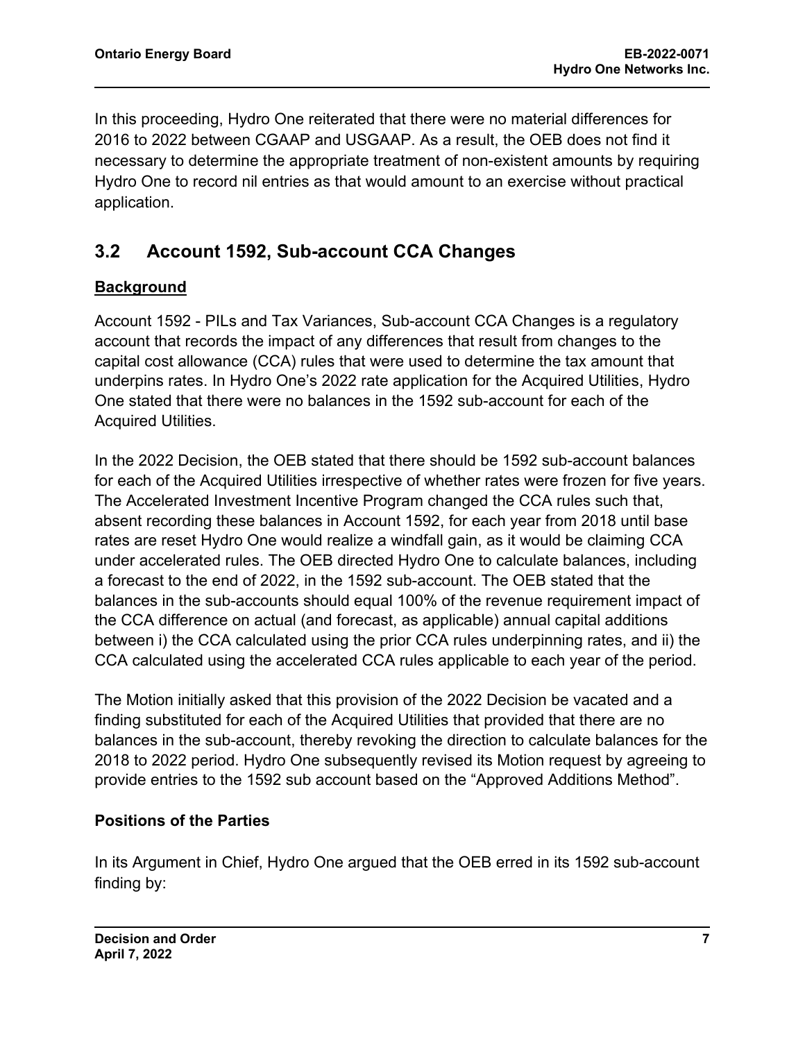In this proceeding, Hydro One reiterated that there were no material differences for 2016 to 2022 between CGAAP and USGAAP. As a result, the OEB does not find it necessary to determine the appropriate treatment of non-existent amounts by requiring Hydro One to record nil entries as that would amount to an exercise without practical application.

## 3.2 Account 1592, Sub-account CCA Changes

**Background**

Account 1592 - PILs and Tax Variances, Sub-account CCA Changes is a regulatory account that records the impact of any differences that result from changes to the capital cost allowance (CCA) rules that were used to determine the tax amount that underpins rates. In Hydro One's 2022 rate application for the Acquired Utilities, Hydro One stated that there were no balances in the 1592 sub-account for each of the Acquired Utilities.

In the 2022 Decision, the OEB stated that there should be 1592 sub-account balances for each of the Acquired Utilities irrespective of whether rates were frozen for five years. The Accelerated Investment Incentive Program changed the CCA rules such that, absent recording these balances in Account 1592, for each year from 2018 until base rates are reset Hydro One would realize a windfall gain, as it would be claiming CCA under accelerated rules. The OEB directed Hydro One to calculate balances, including a forecast to the end of 2022, in the 1592 sub-account. The OEB stated that the balances in the sub-accounts should equal 100% of the revenue requirement impact of the CCA difference on actual (and forecast, as applicable) annual capital additions between i) the CCA calculated using the prior CCA rules underpinning rates, and ii) the CCA calculated using the accelerated CCA rules applicable to each year of the period.

The Motion initially asked that this provision of the 2022 Decision be vacated and a finding substituted for each of the Acquired Utilities that provided that there are no balances in the sub-account, thereby revoking the direction to calculate balances for the 2018 to 2022 period. Hydro One subsequently revised its Motion request by agreeing to provide entries to the 1592 sub account based on the "Approved Additions Method".

**Positions of the Parties**

In its Argument in Chief, Hydro One argued that the OEB erred in its 1592 sub-account finding by: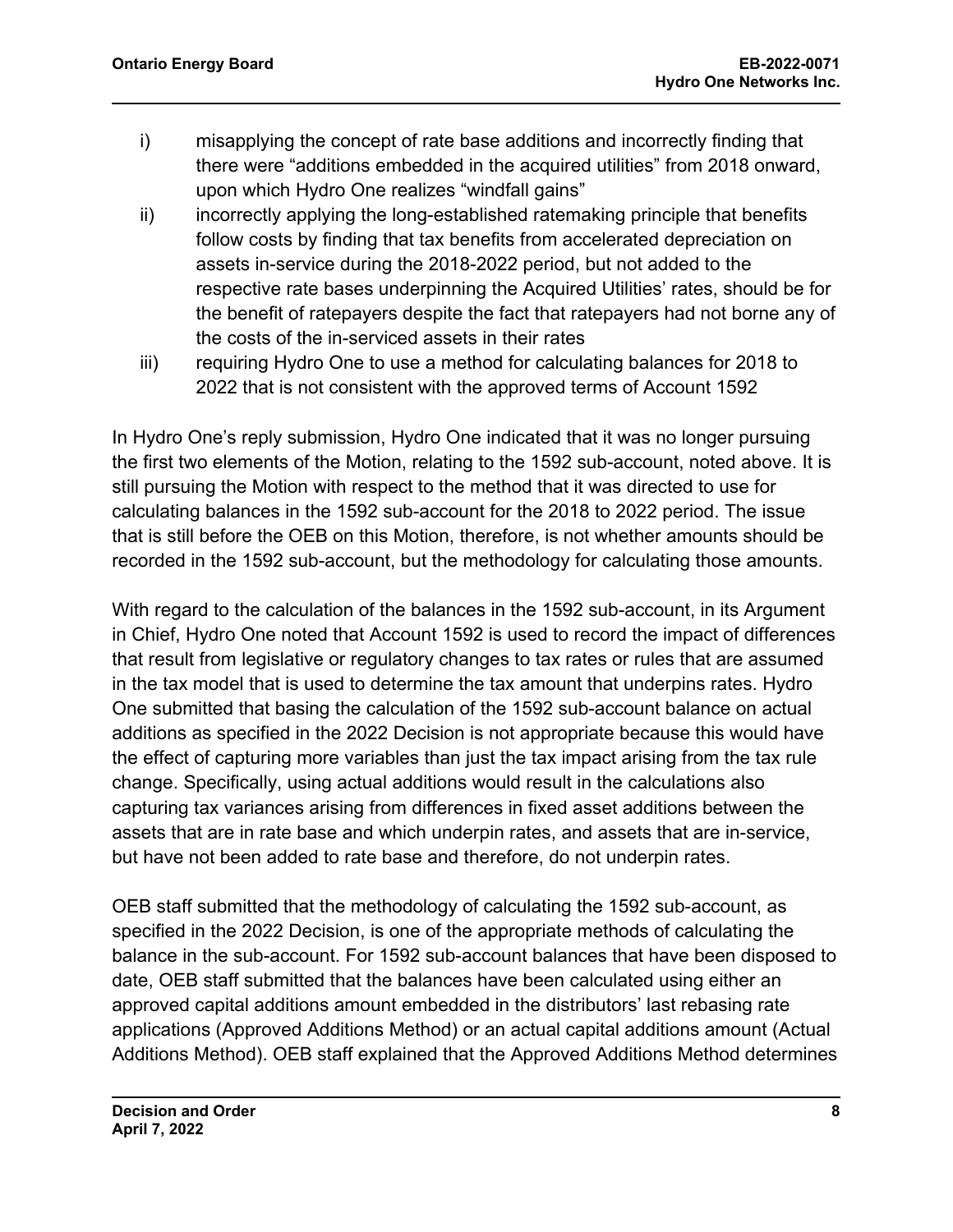i) misapplying the concept of rate base additions and incorrectly finding that there were "additions embedded in the acquired utilities" from 2018 onward, upon which Hydro One realizes "windfall gains"

ii) incorrectly applying the long-established ratemaking principle that benefits follow costs by finding that tax benefits from accelerated depreciation on assets in-service during the 2018-2022 period, but not added to the respective rate bases underpinning the Acquired Utilities' rates, should be for the benefit of ratepayers despite the fact that ratepayers had not borne any of the costs of the in-serviced assets in their rates

iii) requiring Hydro One to use a method for calculating balances for 2018 to 2022 that is not consistent with the approved terms of Account 1592

In Hydro One's reply submission, Hydro One indicated that it was no longer pursuing the first two elements of the Motion, relating to the 1592 sub-account, noted above. It is still pursuing the Motion with respect to the method that it was directed to use for calculating balances in the 1592 sub-account for the 2018 to 2022 period. The issue that is still before the OEB on this Motion, therefore, is not whether amounts should be recorded in the 1592 sub-account, but the methodology for calculating those amounts.

With regard to the calculation of the balances in the 1592 sub-account, in its Argument in Chief, Hydro One noted that Account 1592 is used to record the impact of differences that result from legislative or regulatory changes to tax rates or rules that are assumed in the tax model that is used to determine the tax amount that underpins rates. Hydro One submitted that basing the calculation of the 1592 sub-account balance on actual additions as specified in the 2022 Decision is not appropriate because this would have the effect of capturing more variables than just the tax impact arising from the tax rule change. Specifically, using actual additions would result in the calculations also capturing tax variances arising from differences in fixed asset additions between the assets that are in rate base and which underpin rates, and assets that are in-service, but have not been added to rate base and therefore, do not underpin rates.

OEB staff submitted that the methodology of calculating the 1592 sub-account, as specified in the 2022 Decision, is one of the appropriate methods of calculating the balance in the sub-account. For 1592 sub-account balances that have been disposed to date, OEB staff submitted that the balances have been calculated using either an approved capital additions amount embedded in the distributors' last rebasing rate applications (Approved Additions Method) or an actual capital additions amount (Actual Additions Method). OEB staff explained that the Approved Additions Method determines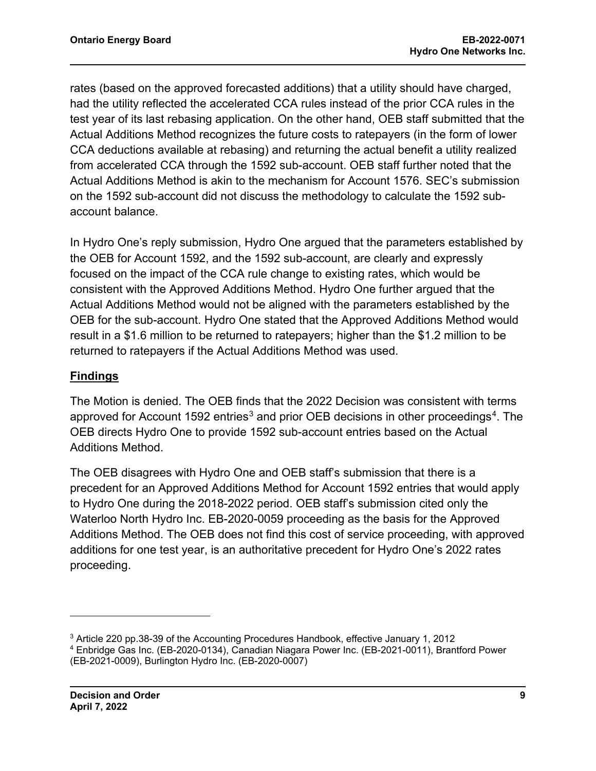rates (based on the approved forecasted additions) that a utility should have charged, had the utility reflected the accelerated CCA rules instead of the prior CCA rules in the test year of its last rebasing application. On the other hand, OEB staff submitted that the Actual Additions Method recognizes the future costs to ratepayers (in the form of lower CCA deductions available at rebasing) and returning the actual benefit a utility realized from accelerated CCA through the 1592 sub-account. OEB staff further noted that the Actual Additions Method is akin to the mechanism for Account 1576. SEC's submission on the 1592 sub-account did not discuss the methodology to calculate the 1592 sub-account balance.

In Hydro One's reply submission, Hydro One argued that the parameters established by the OEB for Account 1592, and the 1592 sub-account, are clearly and expressly focused on the impact of the CCA rule change to existing rates, which would be consistent with the Approved Additions Method. Hydro One further argued that the Actual Additions Method would not be aligned with the parameters established by the OEB for the sub-account. Hydro One stated that the Approved Additions Method would result in a $1.6 million to be returned to ratepayers; higher than the $1.2 million to be returned to ratepayers if the Actual Additions Method was used.

## Findings

The Motion is denied. The OEB finds that the 2022 Decision was consistent with terms approved for Account 1592 entries[3] and prior OEB decisions in other proceedings[4]. The OEB directs Hydro One to provide 1592 sub-account entries based on the Actual Additions Method.

The OEB disagrees with Hydro One and OEB staff's submission that there is a precedent for an Approved Additions Method for Account 1592 entries that would apply to Hydro One during the 2018-2022 period. OEB staff's submission cited only the Waterloo North Hydro Inc. EB-2020-0059 proceeding as the basis for the Approved Additions Method. The OEB does not find this cost of service proceeding, with approved additions for one test year, is an authoritative precedent for Hydro One's 2022 rates proceeding.

---

[3] Article 220 pp.38-39 of the Accounting Procedures Handbook, effective January 1, 2012

[4] Enbridge Gas Inc. (EB-2020-0134), Canadian Niagara Power Inc. (EB-2021-0011), Brantford Power (EB-2021-0009), Burlington Hydro Inc. (EB-2020-0007)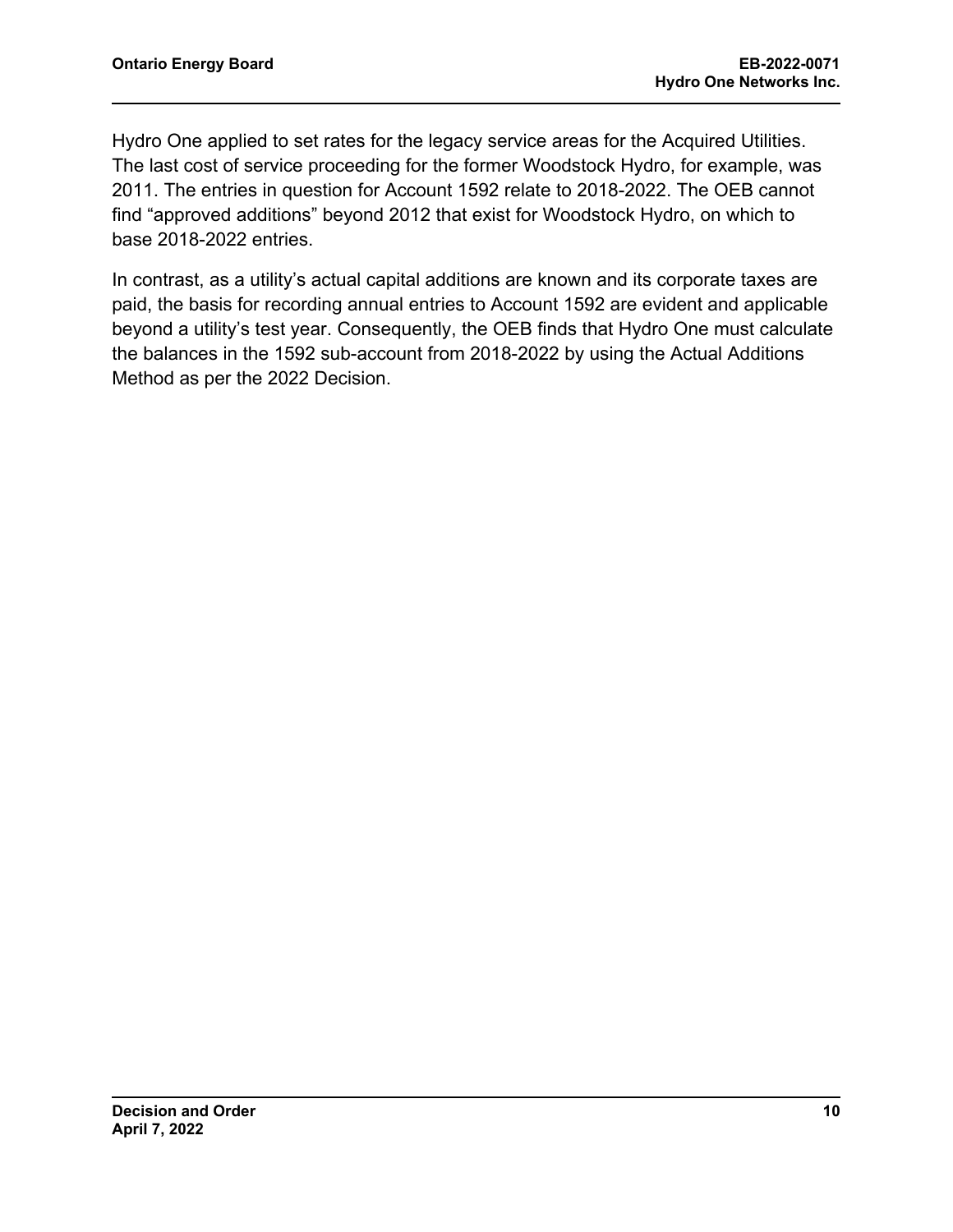Hydro One applied to set rates for the legacy service areas for the Acquired Utilities. The last cost of service proceeding for the former Woodstock Hydro, for example, was 2011. The entries in question for Account 1592 relate to 2018-2022. The OEB cannot find "approved additions" beyond 2012 that exist for Woodstock Hydro, on which to base 2018-2022 entries.

In contrast, as a utility's actual capital additions are known and its corporate taxes are paid, the basis for recording annual entries to Account 1592 are evident and applicable beyond a utility's test year. Consequently, the OEB finds that Hydro One must calculate the balances in the 1592 sub-account from 2018-2022 by using the Actual Additions Method as per the 2022 Decision.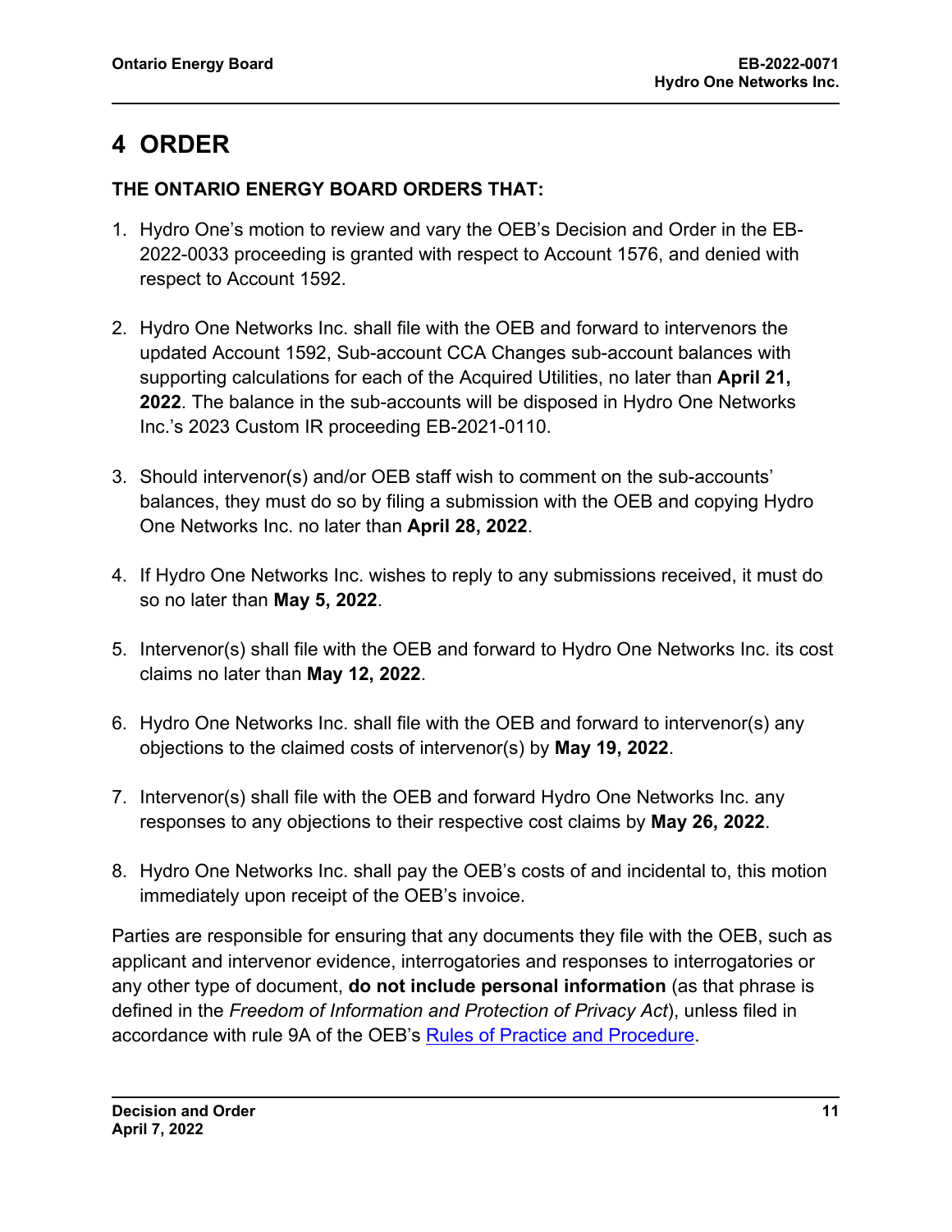# 4 ORDER

**THE ONTARIO ENERGY BOARD ORDERS THAT:**

1. Hydro One's motion to review and vary the OEB's Decision and Order in the EB-2022-0033 proceeding is granted with respect to Account 1576, and denied with respect to Account 1592.

2. Hydro One Networks Inc. shall file with the OEB and forward to intervenors the updated Account 1592, Sub-account CCA Changes sub-account balances with supporting calculations for each of the Acquired Utilities, no later than **April 21, 2022**. The balance in the sub-accounts will be disposed in Hydro One Networks Inc.'s 2023 Custom IR proceeding EB-2021-0110.

3. Should intervenor(s) and/or OEB staff wish to comment on the sub-accounts' balances, they must do so by filing a submission with the OEB and copying Hydro One Networks Inc. no later than **April 28, 2022**.

4. If Hydro One Networks Inc. wishes to reply to any submissions received, it must do so no later than **May 5, 2022**.

5. Intervenor(s) shall file with the OEB and forward to Hydro One Networks Inc. its cost claims no later than **May 12, 2022**.

6. Hydro One Networks Inc. shall file with the OEB and forward to intervenor(s) any objections to the claimed costs of intervenor(s) by **May 19, 2022**.

7. Intervenor(s) shall file with the OEB and forward Hydro One Networks Inc. any responses to any objections to their respective cost claims by **May 26, 2022**.

8. Hydro One Networks Inc. shall pay the OEB's costs of and incidental to, this motion immediately upon receipt of the OEB's invoice.

Parties are responsible for ensuring that any documents they file with the OEB, such as applicant and intervenor evidence, interrogatories and responses to interrogatories or any other type of document, **do not include personal information** (as that phrase is defined in the *Freedom of Information and Protection of Privacy Act*), unless filed in accordance with rule 9A of the OEB's Rules of Practice and Procedure.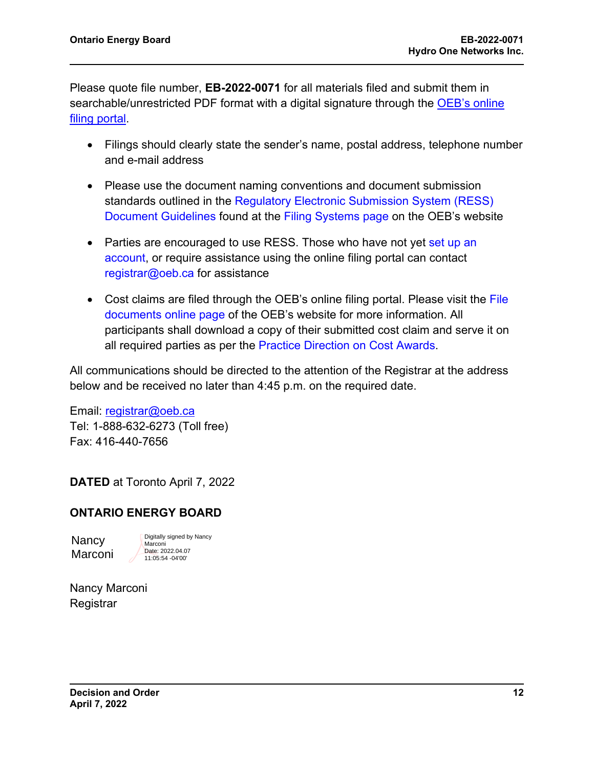Please quote file number, **EB-2022-0071** for all materials filed and submit them in searchable/unrestricted PDF format with a digital signature through the [OEB's online filing portal](OEB's online filing portal).

- Filings should clearly state the sender's name, postal address, telephone number and e-mail address
- Please use the document naming conventions and document submission standards outlined in the Regulatory Electronic Submission System (RESS) Document Guidelines found at the Filing Systems page on the OEB's website
- Parties are encouraged to use RESS. Those who have not yet set up an account, or require assistance using the online filing portal can contact registrar@oeb.ca for assistance
- Cost claims are filed through the OEB's online filing portal. Please visit the File documents online page of the OEB's website for more information. All participants shall download a copy of their submitted cost claim and serve it on all required parties as per the Practice Direction on Cost Awards.

All communications should be directed to the attention of the Registrar at the address below and be received no later than 4:45 p.m. on the required date.

Email: registrar@oeb.ca
Tel: 1-888-632-6273 (Toll free)
Fax: 416-440-7656

**DATED** at Toronto April 7, 2022

**ONTARIO ENERGY BOARD**

Nancy Marconi
Digitally signed by Nancy Marconi
Date: 2022.04.07 11:05:54 -04'00'

Nancy Marconi
Registrar